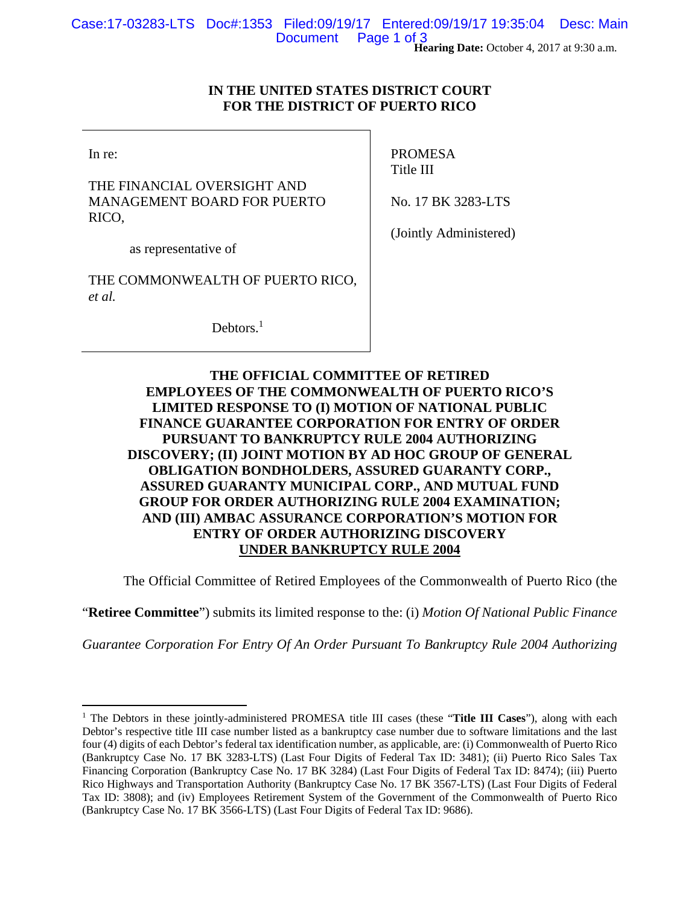Hearing Date: October 4, 2017 at 9:30 a.m.

**IN THE UNITED STATES DISTRICT COURT**
**FOR THE DISTRICT OF PUERTO RICO**

| | |
|---|---|
| In re:<br><br>THE FINANCIAL OVERSIGHT AND MANAGEMENT BOARD FOR PUERTO RICO,<br><br>as representative of<br><br>THE COMMONWEALTH OF PUERTO RICO, *et al.*<br><br>Debtors.[1] | PROMESA<br>Title III<br><br>No. 17 BK 3283-LTS<br><br>(Jointly Administered) |

**THE OFFICIAL COMMITTEE OF RETIRED EMPLOYEES OF THE COMMONWEALTH OF PUERTO RICO'S LIMITED RESPONSE TO (I) MOTION OF NATIONAL PUBLIC FINANCE GUARANTEE CORPORATION FOR ENTRY OF ORDER PURSUANT TO BANKRUPTCY RULE 2004 AUTHORIZING DISCOVERY; (II) JOINT MOTION BY AD HOC GROUP OF GENERAL OBLIGATION BONDHOLDERS, ASSURED GUARANTY CORP., ASSURED GUARANTY MUNICIPAL CORP., AND MUTUAL FUND GROUP FOR ORDER AUTHORIZING RULE 2004 EXAMINATION; AND (III) AMBAC ASSURANCE CORPORATION'S MOTION FOR ENTRY OF ORDER AUTHORIZING DISCOVERY UNDER BANKRUPTCY RULE 2004**

The Official Committee of Retired Employees of the Commonwealth of Puerto Rico (the "**Retiree Committee**") submits its limited response to the: (i) *Motion Of National Public Finance Guarantee Corporation For Entry Of An Order Pursuant To Bankruptcy Rule 2004 Authorizing*

---

[1] The Debtors in these jointly-administered PROMESA title III cases (these "**Title III Cases**"), along with each Debtor's respective title III case number listed as a bankruptcy case number due to software limitations and the last four (4) digits of each Debtor's federal tax identification number, as applicable, are: (i) Commonwealth of Puerto Rico (Bankruptcy Case No. 17 BK 3283-LTS) (Last Four Digits of Federal Tax ID: 3481); (ii) Puerto Rico Sales Tax Financing Corporation (Bankruptcy Case No. 17 BK 3284) (Last Four Digits of Federal Tax ID: 8474); (iii) Puerto Rico Highways and Transportation Authority (Bankruptcy Case No. 17 BK 3567-LTS) (Last Four Digits of Federal Tax ID: 3808); and (iv) Employees Retirement System of the Government of the Commonwealth of Puerto Rico (Bankruptcy Case No. 17 BK 3566-LTS) (Last Four Digits of Federal Tax ID: 9686).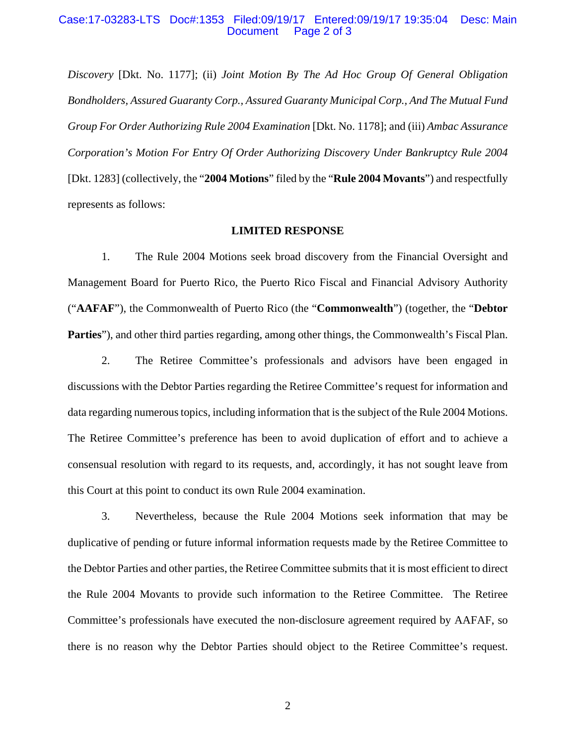*Discovery* [Dkt. No. 1177]; (ii) *Joint Motion By The Ad Hoc Group Of General Obligation Bondholders, Assured Guaranty Corp., Assured Guaranty Municipal Corp., And The Mutual Fund Group For Order Authorizing Rule 2004 Examination* [Dkt. No. 1178]; and (iii) *Ambac Assurance Corporation's Motion For Entry Of Order Authorizing Discovery Under Bankruptcy Rule 2004* [Dkt. 1283] (collectively, the "**2004 Motions**" filed by the "**Rule 2004 Movants**") and respectfully represents as follows:

## LIMITED RESPONSE

1. The Rule 2004 Motions seek broad discovery from the Financial Oversight and Management Board for Puerto Rico, the Puerto Rico Fiscal and Financial Advisory Authority ("**AAFAF**"), the Commonwealth of Puerto Rico (the "**Commonwealth**") (together, the "**Debtor Parties**"), and other third parties regarding, among other things, the Commonwealth's Fiscal Plan.

2. The Retiree Committee's professionals and advisors have been engaged in discussions with the Debtor Parties regarding the Retiree Committee's request for information and data regarding numerous topics, including information that is the subject of the Rule 2004 Motions. The Retiree Committee's preference has been to avoid duplication of effort and to achieve a consensual resolution with regard to its requests, and, accordingly, it has not sought leave from this Court at this point to conduct its own Rule 2004 examination.

3. Nevertheless, because the Rule 2004 Motions seek information that may be duplicative of pending or future informal information requests made by the Retiree Committee to the Debtor Parties and other parties, the Retiree Committee submits that it is most efficient to direct the Rule 2004 Movants to provide such information to the Retiree Committee. The Retiree Committee's professionals have executed the non-disclosure agreement required by AAFAF, so there is no reason why the Debtor Parties should object to the Retiree Committee's request.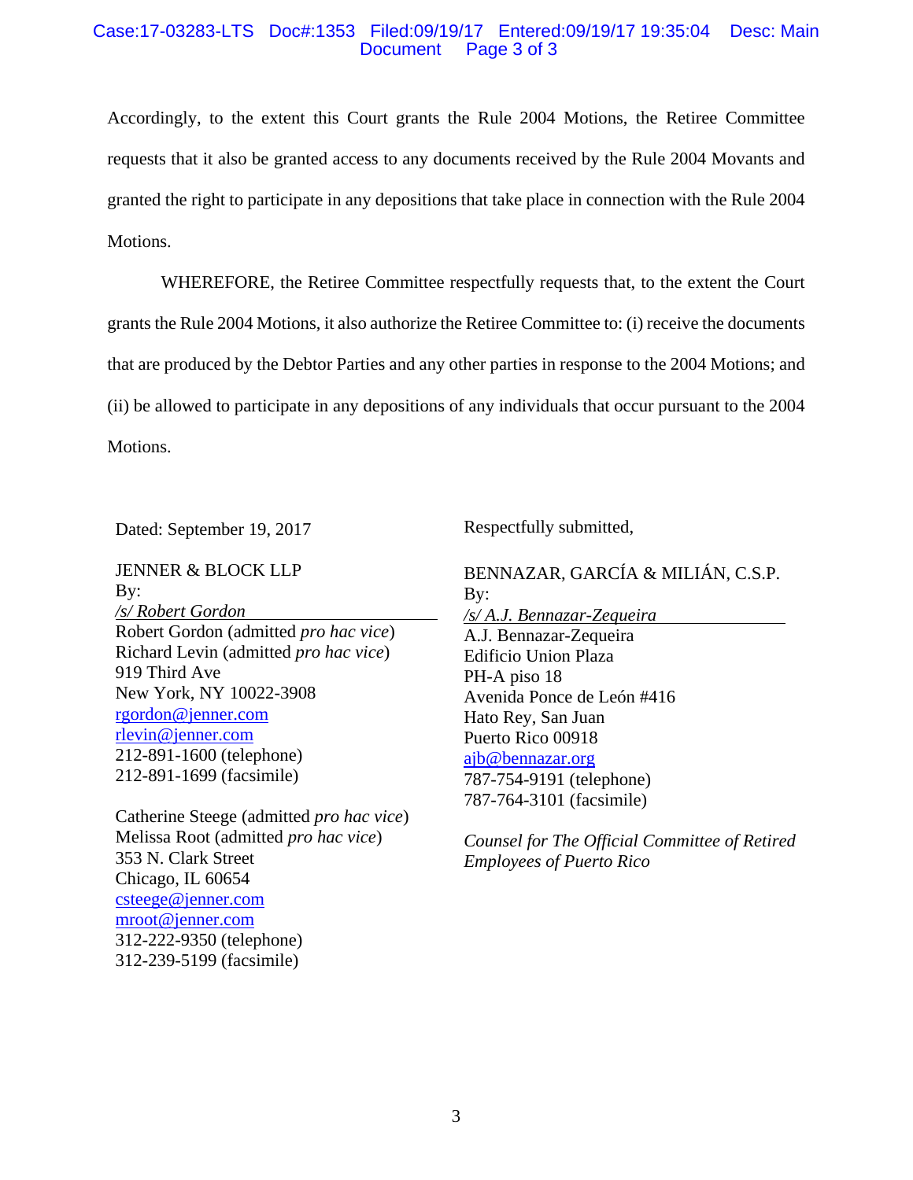Accordingly, to the extent this Court grants the Rule 2004 Motions, the Retiree Committee requests that it also be granted access to any documents received by the Rule 2004 Movants and granted the right to participate in any depositions that take place in connection with the Rule 2004 Motions.

WHEREFORE, the Retiree Committee respectfully requests that, to the extent the Court grants the Rule 2004 Motions, it also authorize the Retiree Committee to: (i) receive the documents that are produced by the Debtor Parties and any other parties in response to the 2004 Motions; and (ii) be allowed to participate in any depositions of any individuals that occur pursuant to the 2004 Motions.

Dated: September 19, 2017

Respectfully submitted,

JENNER & BLOCK LLP
By:
*/s/ Robert Gordon*
Robert Gordon (admitted *pro hac vice*)
Richard Levin (admitted *pro hac vice*)
919 Third Ave
New York, NY 10022-3908
rgordon@jenner.com
rlevin@jenner.com
212-891-1600 (telephone)
212-891-1699 (facsimile)

Catherine Steege (admitted *pro hac vice*)
Melissa Root (admitted *pro hac vice*)
353 N. Clark Street
Chicago, IL 60654
csteege@jenner.com
mroot@jenner.com
312-222-9350 (telephone)
312-239-5199 (facsimile)

BENNAZAR, GARCÍA & MILIÁN, C.S.P.
By:
*/s/ A.J. Bennazar-Zequeira*
A.J. Bennazar-Zequeira
Edificio Union Plaza
PH-A piso 18
Avenida Ponce de León #416
Hato Rey, San Juan
Puerto Rico 00918
ajb@bennazar.org
787-754-9191 (telephone)
787-764-3101 (facsimile)

*Counsel for The Official Committee of Retired Employees of Puerto Rico*